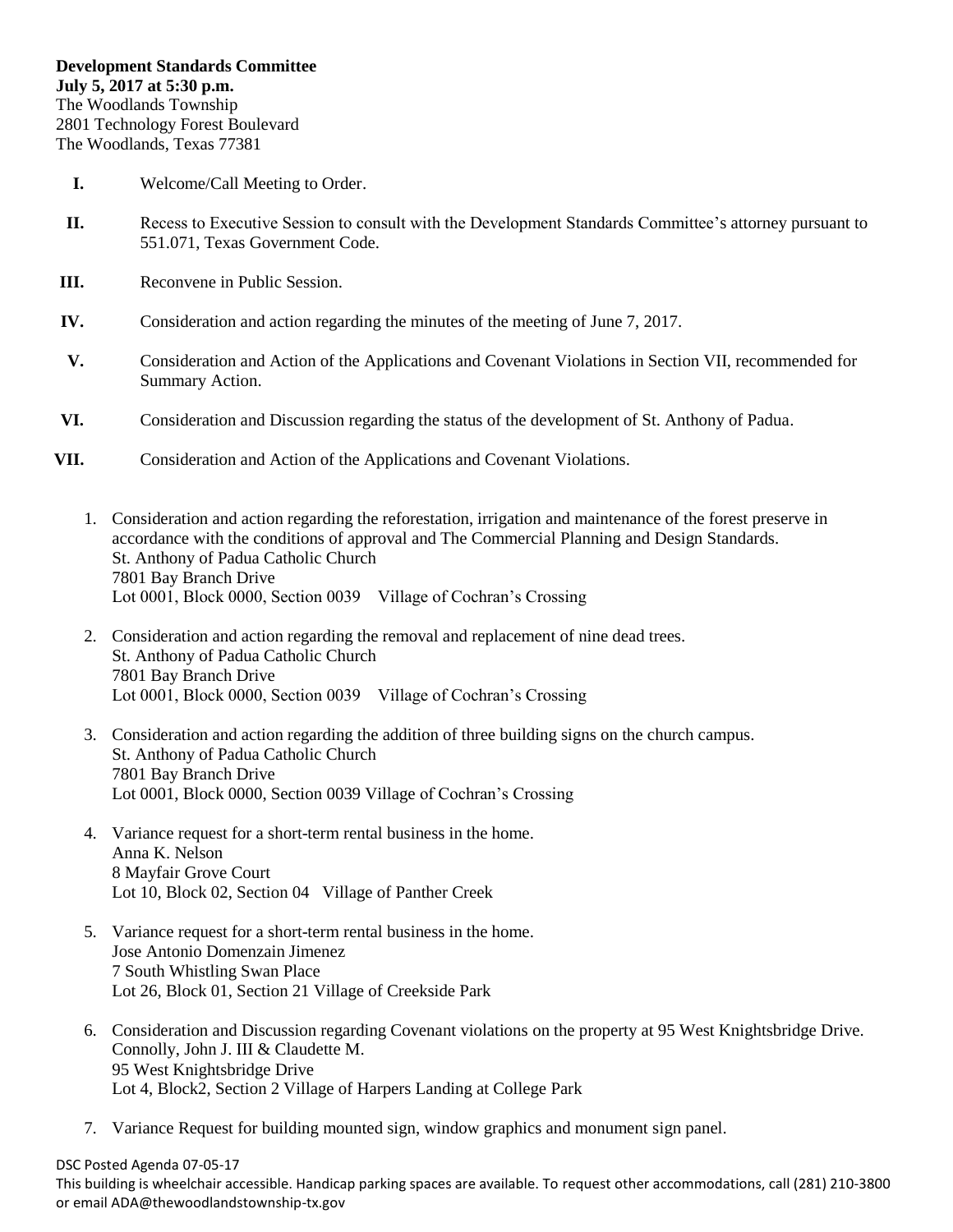**Development Standards Committee**
**July 5, 2017 at 5:30 p.m.**
The Woodlands Township
2801 Technology Forest Boulevard
The Woodlands, Texas 77381

**I.** Welcome/Call Meeting to Order.

**II.** Recess to Executive Session to consult with the Development Standards Committee's attorney pursuant to 551.071, Texas Government Code.

**III.** Reconvene in Public Session.

**IV.** Consideration and action regarding the minutes of the meeting of June 7, 2017.

**V.** Consideration and Action of the Applications and Covenant Violations in Section VII, recommended for Summary Action.

**VI.** Consideration and Discussion regarding the status of the development of St. Anthony of Padua.

**VII.** Consideration and Action of the Applications and Covenant Violations.

1. Consideration and action regarding the reforestation, irrigation and maintenance of the forest preserve in accordance with the conditions of approval and The Commercial Planning and Design Standards.
   St. Anthony of Padua Catholic Church
   7801 Bay Branch Drive
   Lot 0001, Block 0000, Section 0039 Village of Cochran's Crossing

2. Consideration and action regarding the removal and replacement of nine dead trees.
   St. Anthony of Padua Catholic Church
   7801 Bay Branch Drive
   Lot 0001, Block 0000, Section 0039 Village of Cochran's Crossing

3. Consideration and action regarding the addition of three building signs on the church campus.
   St. Anthony of Padua Catholic Church
   7801 Bay Branch Drive
   Lot 0001, Block 0000, Section 0039 Village of Cochran's Crossing

4. Variance request for a short-term rental business in the home.
   Anna K. Nelson
   8 Mayfair Grove Court
   Lot 10, Block 02, Section 04 Village of Panther Creek

5. Variance request for a short-term rental business in the home.
   Jose Antonio Domenzain Jimenez
   7 South Whistling Swan Place
   Lot 26, Block 01, Section 21 Village of Creekside Park

6. Consideration and Discussion regarding Covenant violations on the property at 95 West Knightsbridge Drive.
   Connolly, John J. III & Claudette M.
   95 West Knightsbridge Drive
   Lot 4, Block2, Section 2 Village of Harpers Landing at College Park

7. Variance Request for building mounted sign, window graphics and monument sign panel.

DSC Posted Agenda 07-05-17
This building is wheelchair accessible. Handicap parking spaces are available. To request other accommodations, call (281) 210-3800 or email ADA@thewoodlandstownship-tx.gov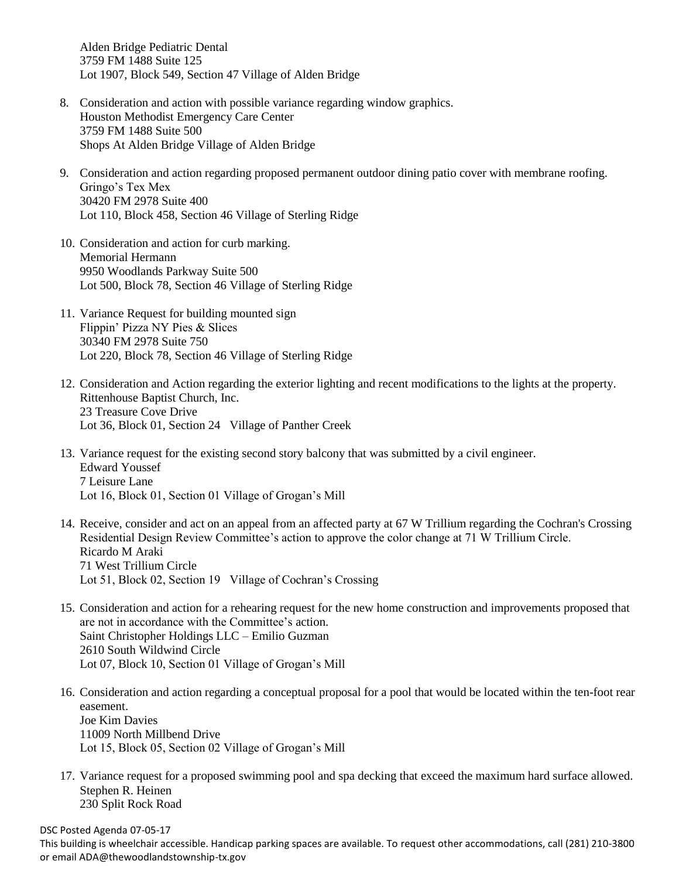Alden Bridge Pediatric Dental
3759 FM 1488 Suite 125
Lot 1907, Block 549, Section 47 Village of Alden Bridge

8. Consideration and action with possible variance regarding window graphics.
   Houston Methodist Emergency Care Center
   3759 FM 1488 Suite 500
   Shops At Alden Bridge Village of Alden Bridge

9. Consideration and action regarding proposed permanent outdoor dining patio cover with membrane roofing.
   Gringo's Tex Mex
   30420 FM 2978 Suite 400
   Lot 110, Block 458, Section 46 Village of Sterling Ridge

10. Consideration and action for curb marking.
    Memorial Hermann
    9950 Woodlands Parkway Suite 500
    Lot 500, Block 78, Section 46 Village of Sterling Ridge

11. Variance Request for building mounted sign
    Flippin' Pizza NY Pies & Slices
    30340 FM 2978 Suite 750
    Lot 220, Block 78, Section 46 Village of Sterling Ridge

12. Consideration and Action regarding the exterior lighting and recent modifications to the lights at the property.
    Rittenhouse Baptist Church, Inc.
    23 Treasure Cove Drive
    Lot 36, Block 01, Section 24 Village of Panther Creek

13. Variance request for the existing second story balcony that was submitted by a civil engineer.
    Edward Youssef
    7 Leisure Lane
    Lot 16, Block 01, Section 01 Village of Grogan's Mill

14. Receive, consider and act on an appeal from an affected party at 67 W Trillium regarding the Cochran's Crossing Residential Design Review Committee's action to approve the color change at 71 W Trillium Circle.
    Ricardo M Araki
    71 West Trillium Circle
    Lot 51, Block 02, Section 19 Village of Cochran's Crossing

15. Consideration and action for a rehearing request for the new home construction and improvements proposed that are not in accordance with the Committee's action.
    Saint Christopher Holdings LLC – Emilio Guzman
    2610 South Wildwind Circle
    Lot 07, Block 10, Section 01 Village of Grogan's Mill

16. Consideration and action regarding a conceptual proposal for a pool that would be located within the ten-foot rear easement.
    Joe Kim Davies
    11009 North Millbend Drive
    Lot 15, Block 05, Section 02 Village of Grogan's Mill

17. Variance request for a proposed swimming pool and spa decking that exceed the maximum hard surface allowed.
    Stephen R. Heinen
    230 Split Rock Road

DSC Posted Agenda 07-05-17
This building is wheelchair accessible. Handicap parking spaces are available. To request other accommodations, call (281) 210-3800 or email ADA@thewoodlandstownship-tx.gov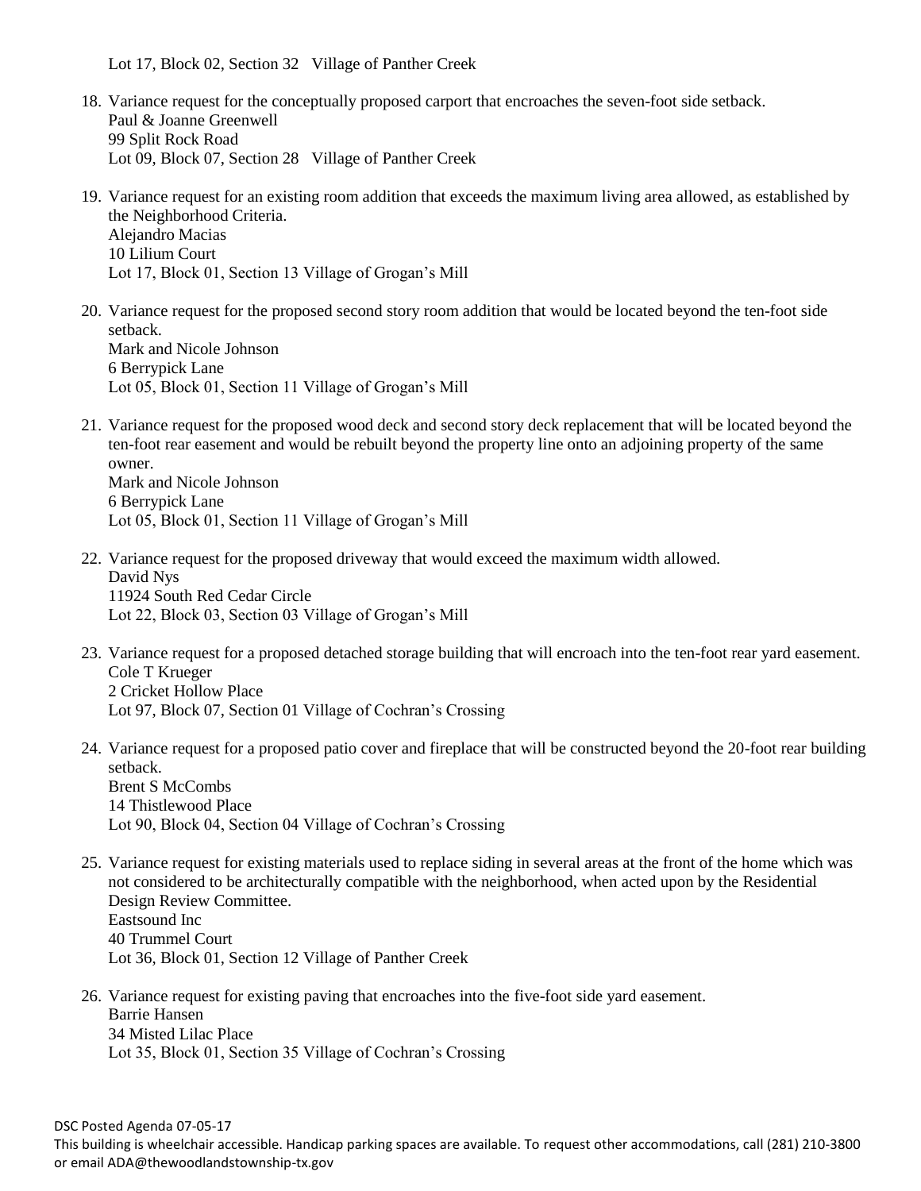Lot 17, Block 02, Section 32 Village of Panther Creek

18. Variance request for the conceptually proposed carport that encroaches the seven-foot side setback.
    Paul & Joanne Greenwell
    99 Split Rock Road
    Lot 09, Block 07, Section 28 Village of Panther Creek

19. Variance request for an existing room addition that exceeds the maximum living area allowed, as established by the Neighborhood Criteria.
    Alejandro Macias
    10 Lilium Court
    Lot 17, Block 01, Section 13 Village of Grogan's Mill

20. Variance request for the proposed second story room addition that would be located beyond the ten-foot side setback.
    Mark and Nicole Johnson
    6 Berrypick Lane
    Lot 05, Block 01, Section 11 Village of Grogan's Mill

21. Variance request for the proposed wood deck and second story deck replacement that will be located beyond the ten-foot rear easement and would be rebuilt beyond the property line onto an adjoining property of the same owner.
    Mark and Nicole Johnson
    6 Berrypick Lane
    Lot 05, Block 01, Section 11 Village of Grogan's Mill

22. Variance request for the proposed driveway that would exceed the maximum width allowed.
    David Nys
    11924 South Red Cedar Circle
    Lot 22, Block 03, Section 03 Village of Grogan's Mill

23. Variance request for a proposed detached storage building that will encroach into the ten-foot rear yard easement.
    Cole T Krueger
    2 Cricket Hollow Place
    Lot 97, Block 07, Section 01 Village of Cochran's Crossing

24. Variance request for a proposed patio cover and fireplace that will be constructed beyond the 20-foot rear building setback.
    Brent S McCombs
    14 Thistlewood Place
    Lot 90, Block 04, Section 04 Village of Cochran's Crossing

25. Variance request for existing materials used to replace siding in several areas at the front of the home which was not considered to be architecturally compatible with the neighborhood, when acted upon by the Residential Design Review Committee.
    Eastsound Inc
    40 Trummel Court
    Lot 36, Block 01, Section 12 Village of Panther Creek

26. Variance request for existing paving that encroaches into the five-foot side yard easement.
    Barrie Hansen
    34 Misted Lilac Place
    Lot 35, Block 01, Section 35 Village of Cochran's Crossing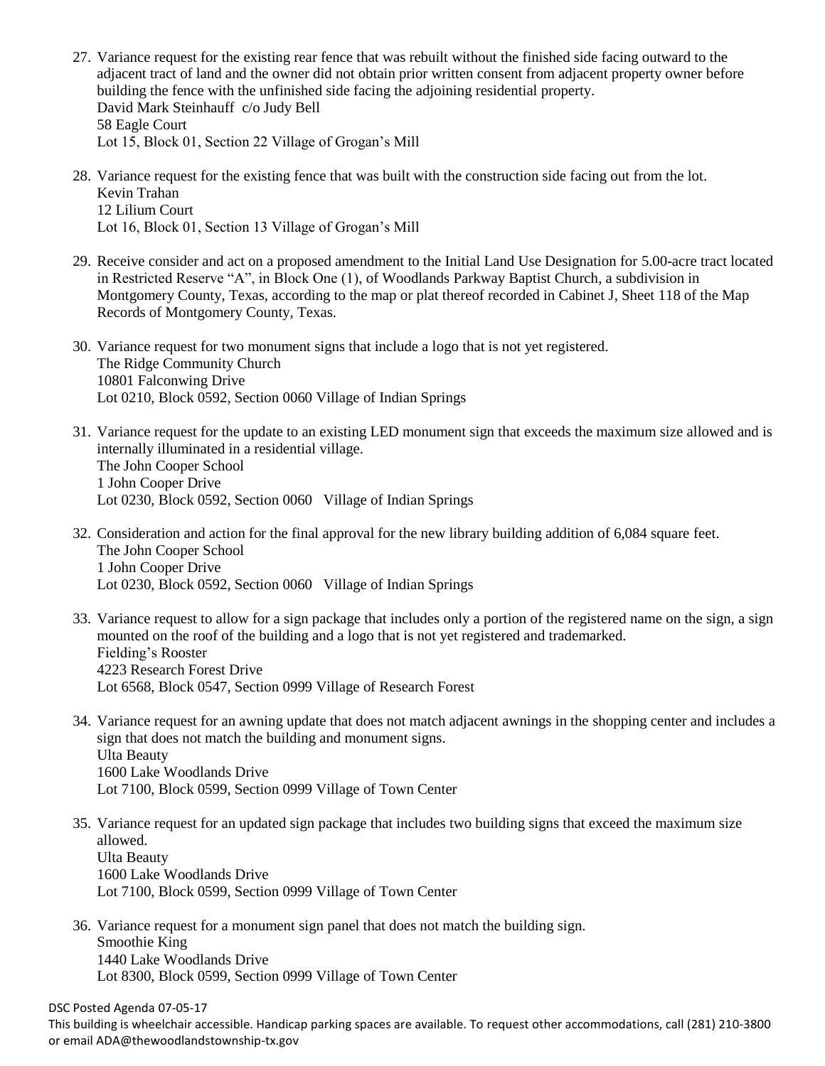27. Variance request for the existing rear fence that was rebuilt without the finished side facing outward to the adjacent tract of land and the owner did not obtain prior written consent from adjacent property owner before building the fence with the unfinished side facing the adjoining residential property.
    David Mark Steinhauff c/o Judy Bell
    58 Eagle Court
    Lot 15, Block 01, Section 22 Village of Grogan's Mill

28. Variance request for the existing fence that was built with the construction side facing out from the lot.
    Kevin Trahan
    12 Lilium Court
    Lot 16, Block 01, Section 13 Village of Grogan's Mill

29. Receive consider and act on a proposed amendment to the Initial Land Use Designation for 5.00-acre tract located in Restricted Reserve "A", in Block One (1), of Woodlands Parkway Baptist Church, a subdivision in Montgomery County, Texas, according to the map or plat thereof recorded in Cabinet J, Sheet 118 of the Map Records of Montgomery County, Texas.

30. Variance request for two monument signs that include a logo that is not yet registered.
    The Ridge Community Church
    10801 Falconwing Drive
    Lot 0210, Block 0592, Section 0060 Village of Indian Springs

31. Variance request for the update to an existing LED monument sign that exceeds the maximum size allowed and is internally illuminated in a residential village.
    The John Cooper School
    1 John Cooper Drive
    Lot 0230, Block 0592, Section 0060 Village of Indian Springs

32. Consideration and action for the final approval for the new library building addition of 6,084 square feet.
    The John Cooper School
    1 John Cooper Drive
    Lot 0230, Block 0592, Section 0060 Village of Indian Springs

33. Variance request to allow for a sign package that includes only a portion of the registered name on the sign, a sign mounted on the roof of the building and a logo that is not yet registered and trademarked.
    Fielding's Rooster
    4223 Research Forest Drive
    Lot 6568, Block 0547, Section 0999 Village of Research Forest

34. Variance request for an awning update that does not match adjacent awnings in the shopping center and includes a sign that does not match the building and monument signs.
    Ulta Beauty
    1600 Lake Woodlands Drive
    Lot 7100, Block 0599, Section 0999 Village of Town Center

35. Variance request for an updated sign package that includes two building signs that exceed the maximum size allowed.
    Ulta Beauty
    1600 Lake Woodlands Drive
    Lot 7100, Block 0599, Section 0999 Village of Town Center

36. Variance request for a monument sign panel that does not match the building sign.
    Smoothie King
    1440 Lake Woodlands Drive
    Lot 8300, Block 0599, Section 0999 Village of Town Center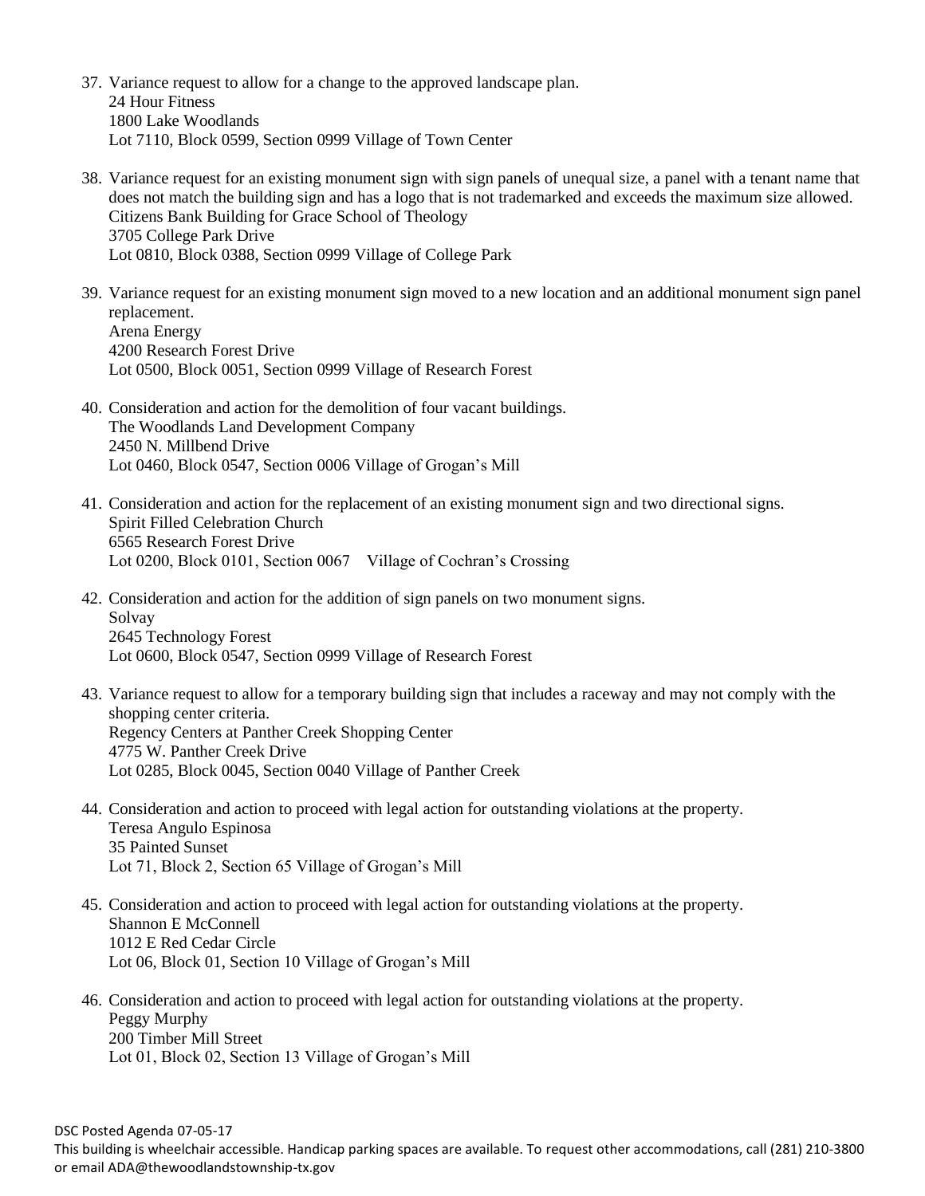37. Variance request to allow for a change to the approved landscape plan.
    24 Hour Fitness
    1800 Lake Woodlands
    Lot 7110, Block 0599, Section 0999 Village of Town Center

38. Variance request for an existing monument sign with sign panels of unequal size, a panel with a tenant name that does not match the building sign and has a logo that is not trademarked and exceeds the maximum size allowed.
    Citizens Bank Building for Grace School of Theology
    3705 College Park Drive
    Lot 0810, Block 0388, Section 0999 Village of College Park

39. Variance request for an existing monument sign moved to a new location and an additional monument sign panel replacement.
    Arena Energy
    4200 Research Forest Drive
    Lot 0500, Block 0051, Section 0999 Village of Research Forest

40. Consideration and action for the demolition of four vacant buildings.
    The Woodlands Land Development Company
    2450 N. Millbend Drive
    Lot 0460, Block 0547, Section 0006 Village of Grogan's Mill

41. Consideration and action for the replacement of an existing monument sign and two directional signs.
    Spirit Filled Celebration Church
    6565 Research Forest Drive
    Lot 0200, Block 0101, Section 0067 Village of Cochran's Crossing

42. Consideration and action for the addition of sign panels on two monument signs.
    Solvay
    2645 Technology Forest
    Lot 0600, Block 0547, Section 0999 Village of Research Forest

43. Variance request to allow for a temporary building sign that includes a raceway and may not comply with the shopping center criteria.
    Regency Centers at Panther Creek Shopping Center
    4775 W. Panther Creek Drive
    Lot 0285, Block 0045, Section 0040 Village of Panther Creek

44. Consideration and action to proceed with legal action for outstanding violations at the property.
    Teresa Angulo Espinosa
    35 Painted Sunset
    Lot 71, Block 2, Section 65 Village of Grogan's Mill

45. Consideration and action to proceed with legal action for outstanding violations at the property.
    Shannon E McConnell
    1012 E Red Cedar Circle
    Lot 06, Block 01, Section 10 Village of Grogan's Mill

46. Consideration and action to proceed with legal action for outstanding violations at the property.
    Peggy Murphy
    200 Timber Mill Street
    Lot 01, Block 02, Section 13 Village of Grogan's Mill

DSC Posted Agenda 07-05-17
This building is wheelchair accessible. Handicap parking spaces are available. To request other accommodations, call (281) 210-3800 or email ADA@thewoodlandstownship-tx.gov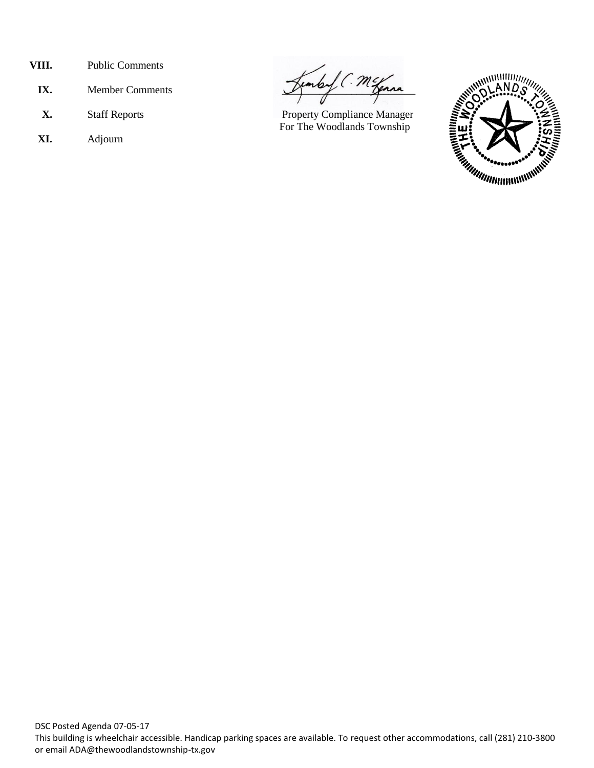**VIII.** Public Comments

**IX.** Member Comments

**X.** Staff Reports

**XI.** Adjourn

Property Compliance Manager
For The Woodlands Township

DSC Posted Agenda 07-05-17

This building is wheelchair accessible. Handicap parking spaces are available. To request other accommodations, call (281) 210-3800 or email ADA@thewoodlandstownship-tx.gov